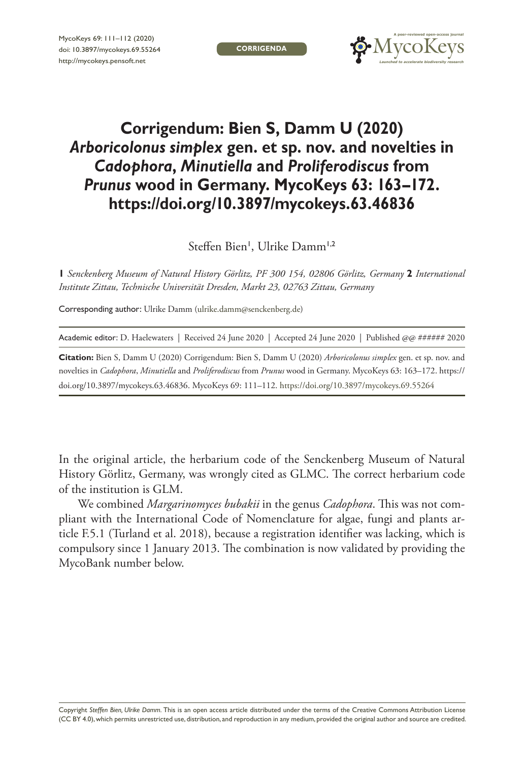CORRIGENDA

# Corrigendum: Bien S, Damm U (2020) *Arboricolonus simplex* gen. et sp. nov. and novelties in *Cadophora*, *Minutiella* and *Proliferodiscus* from *Prunus* wood in Germany. MycoKeys 63: 163–172. https://doi.org/10.3897/mycokeys.63.46836

Steffen Bien[1], Ulrike Damm[1,2]

**1** *Senckenberg Museum of Natural History Görlitz, PF 300 154, 02806 Görlitz, Germany* **2** *International Institute Zittau, Technische Universität Dresden, Markt 23, 02763 Zittau, Germany*

Corresponding author: Ulrike Damm (ulrike.damm@senckenberg.de)

Academic editor: D. Haelewaters | Received 24 June 2020 | Accepted 24 June 2020 | Published @@ ###### 2020

**Citation:** Bien S, Damm U (2020) Corrigendum: Bien S, Damm U (2020) *Arboricolonus simplex* gen. et sp. nov. and novelties in *Cadophora*, *Minutiella* and *Proliferodiscus* from *Prunus* wood in Germany. MycoKeys 63: 163–172. https://doi.org/10.3897/mycokeys.63.46836. MycoKeys 69: 111–112. https://doi.org/10.3897/mycokeys.69.55264

In the original article, the herbarium code of the Senckenberg Museum of Natural History Görlitz, Germany, was wrongly cited as GLMC. The correct herbarium code of the institution is GLM.

We combined *Margarinomyces bubakii* in the genus *Cadophora*. This was not compliant with the International Code of Nomenclature for algae, fungi and plants article F.5.1 (Turland et al. 2018), because a registration identifier was lacking, which is compulsory since 1 January 2013. The combination is now validated by providing the MycoBank number below.

Copyright *Steffen Bien, Ulrike Damm*. This is an open access article distributed under the terms of the Creative Commons Attribution License (CC BY 4.0), which permits unrestricted use, distribution, and reproduction in any medium, provided the original author and source are credited.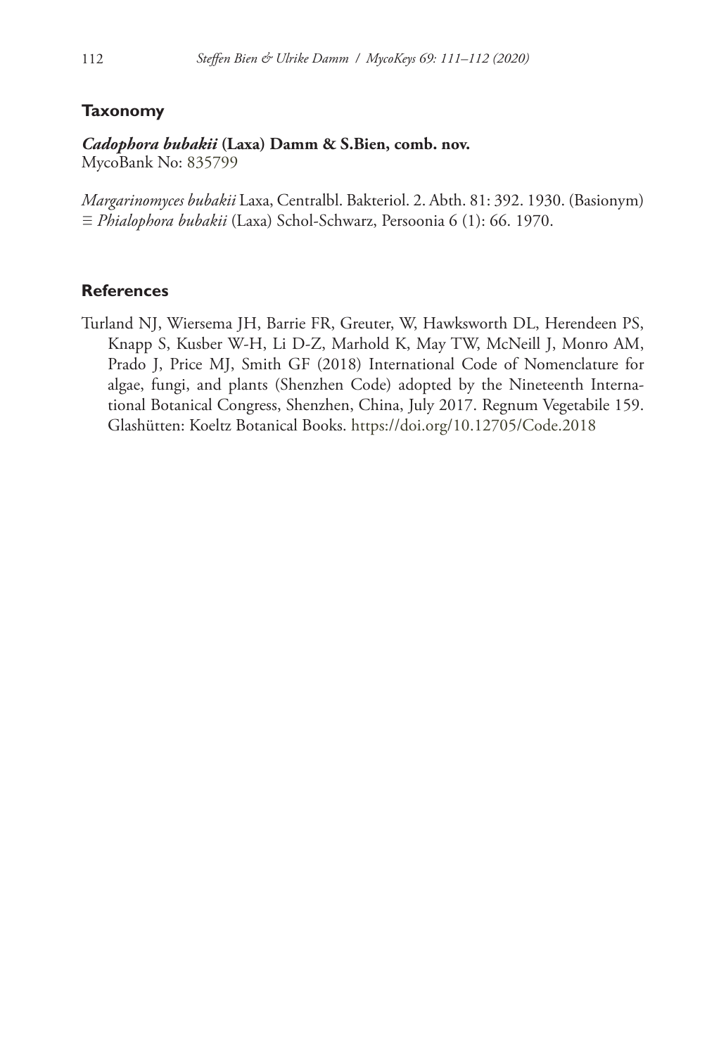## Taxonomy

***Cadophora bubakii*** **(Laxa) Damm & S.Bien, comb. nov.**
MycoBank No: 835799

*Margarinomyces bubakii* Laxa, Centralbl. Bakteriol. 2. Abth. 81: 392. 1930. (Basionym)
≡ *Phialophora bubakii* (Laxa) Schol-Schwarz, Persoonia 6 (1): 66. 1970.

## References

Turland NJ, Wiersema JH, Barrie FR, Greuter, W, Hawksworth DL, Herendeen PS, Knapp S, Kusber W-H, Li D-Z, Marhold K, May TW, McNeill J, Monro AM, Prado J, Price MJ, Smith GF (2018) International Code of Nomenclature for algae, fungi, and plants (Shenzhen Code) adopted by the Nineteenth International Botanical Congress, Shenzhen, China, July 2017. Regnum Vegetabile 159. Glashütten: Koeltz Botanical Books. https://doi.org/10.12705/Code.2018